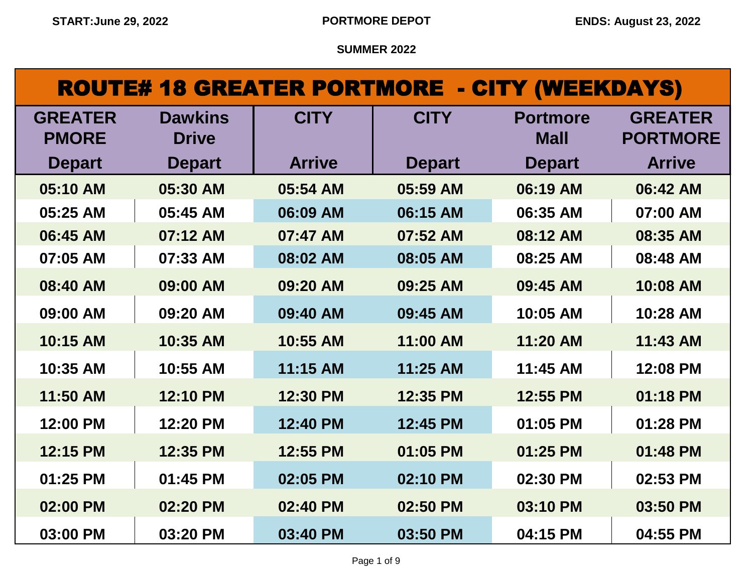START:June 29, 2022 PORTMORE DEPOT ENDS: August 23, 2022

SUMMER 2022

## ROUTE# 18 GREATER PORTMORE - CITY (WEEKDAYS)

| GREATER PMORE Depart | Dawkins Drive Depart | CITY Arrive | CITY Depart | Portmore Mall Depart | GREATER PORTMORE Arrive |
|---|---|---|---|---|---|
| 05:10 AM | 05:30 AM | 05:54 AM | 05:59 AM | 06:19 AM | 06:42 AM |
| 05:25 AM | 05:45 AM | 06:09 AM | 06:15 AM | 06:35 AM | 07:00 AM |
| 06:45 AM | 07:12 AM | 07:47 AM | 07:52 AM | 08:12 AM | 08:35 AM |
| 07:05 AM | 07:33 AM | 08:02 AM | 08:05 AM | 08:25 AM | 08:48 AM |
| 08:40 AM | 09:00 AM | 09:20 AM | 09:25 AM | 09:45 AM | 10:08 AM |
| 09:00 AM | 09:20 AM | 09:40 AM | 09:45 AM | 10:05 AM | 10:28 AM |
| 10:15 AM | 10:35 AM | 10:55 AM | 11:00 AM | 11:20 AM | 11:43 AM |
| 10:35 AM | 10:55 AM | 11:15 AM | 11:25 AM | 11:45 AM | 12:08 PM |
| 11:50 AM | 12:10 PM | 12:30 PM | 12:35 PM | 12:55 PM | 01:18 PM |
| 12:00 PM | 12:20 PM | 12:40 PM | 12:45 PM | 01:05 PM | 01:28 PM |
| 12:15 PM | 12:35 PM | 12:55 PM | 01:05 PM | 01:25 PM | 01:48 PM |
| 01:25 PM | 01:45 PM | 02:05 PM | 02:10 PM | 02:30 PM | 02:53 PM |
| 02:00 PM | 02:20 PM | 02:40 PM | 02:50 PM | 03:10 PM | 03:50 PM |
| 03:00 PM | 03:20 PM | 03:40 PM | 03:50 PM | 04:15 PM | 04:55 PM |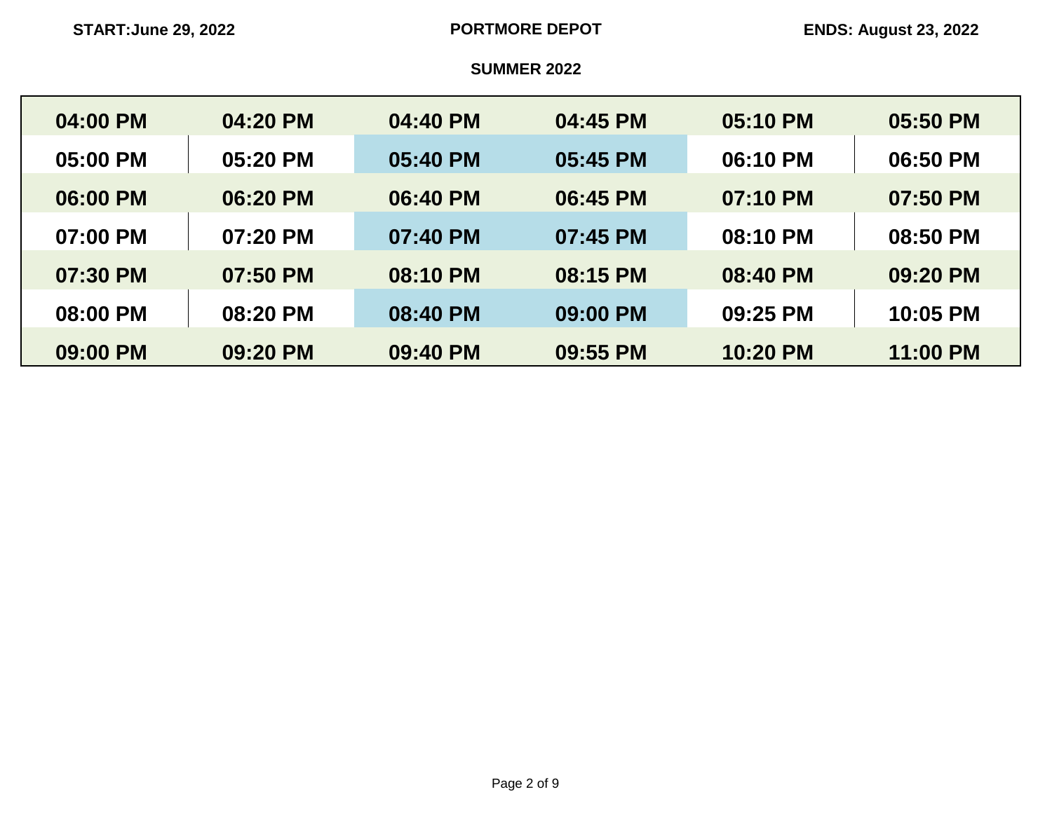**START:June 29, 2022** **PORTMORE DEPOT** **ENDS: August 23, 2022**

**SUMMER 2022**

| | | | | | |
|---|---|---|---|---|---|
| 04:00 PM | 04:20 PM | 04:40 PM | 04:45 PM | 05:10 PM | 05:50 PM |
| 05:00 PM | 05:20 PM | 05:40 PM | 05:45 PM | 06:10 PM | 06:50 PM |
| 06:00 PM | 06:20 PM | 06:40 PM | 06:45 PM | 07:10 PM | 07:50 PM |
| 07:00 PM | 07:20 PM | 07:40 PM | 07:45 PM | 08:10 PM | 08:50 PM |
| 07:30 PM | 07:50 PM | 08:10 PM | 08:15 PM | 08:40 PM | 09:20 PM |
| 08:00 PM | 08:20 PM | 08:40 PM | 09:00 PM | 09:25 PM | 10:05 PM |
| 09:00 PM | 09:20 PM | 09:40 PM | 09:55 PM | 10:20 PM | 11:00 PM |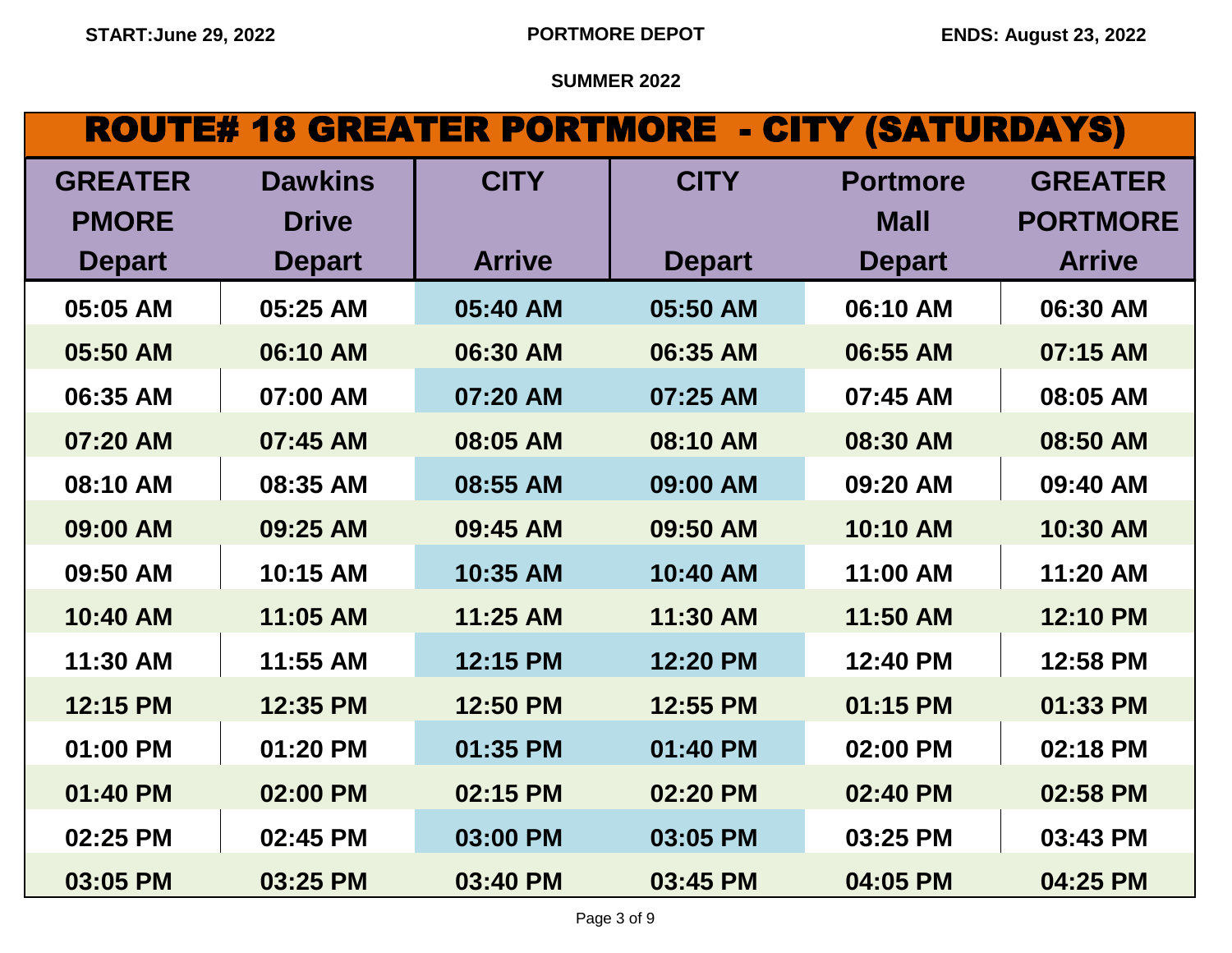START:June 29, 2022 | PORTMORE DEPOT | ENDS: August 23, 2022

SUMMER 2022

# ROUTE# 18 GREATER PORTMORE - CITY (SATURDAYS)

| GREATER PMORE Depart | Dawkins Drive Depart | CITY Arrive | CITY Depart | Portmore Mall Depart | GREATER PORTMORE Arrive |
|---|---|---|---|---|---|
| 05:05 AM | 05:25 AM | 05:40 AM | 05:50 AM | 06:10 AM | 06:30 AM |
| 05:50 AM | 06:10 AM | 06:30 AM | 06:35 AM | 06:55 AM | 07:15 AM |
| 06:35 AM | 07:00 AM | 07:20 AM | 07:25 AM | 07:45 AM | 08:05 AM |
| 07:20 AM | 07:45 AM | 08:05 AM | 08:10 AM | 08:30 AM | 08:50 AM |
| 08:10 AM | 08:35 AM | 08:55 AM | 09:00 AM | 09:20 AM | 09:40 AM |
| 09:00 AM | 09:25 AM | 09:45 AM | 09:50 AM | 10:10 AM | 10:30 AM |
| 09:50 AM | 10:15 AM | 10:35 AM | 10:40 AM | 11:00 AM | 11:20 AM |
| 10:40 AM | 11:05 AM | 11:25 AM | 11:30 AM | 11:50 AM | 12:10 PM |
| 11:30 AM | 11:55 AM | 12:15 PM | 12:20 PM | 12:40 PM | 12:58 PM |
| 12:15 PM | 12:35 PM | 12:50 PM | 12:55 PM | 01:15 PM | 01:33 PM |
| 01:00 PM | 01:20 PM | 01:35 PM | 01:40 PM | 02:00 PM | 02:18 PM |
| 01:40 PM | 02:00 PM | 02:15 PM | 02:20 PM | 02:40 PM | 02:58 PM |
| 02:25 PM | 02:45 PM | 03:00 PM | 03:05 PM | 03:25 PM | 03:43 PM |
| 03:05 PM | 03:25 PM | 03:40 PM | 03:45 PM | 04:05 PM | 04:25 PM |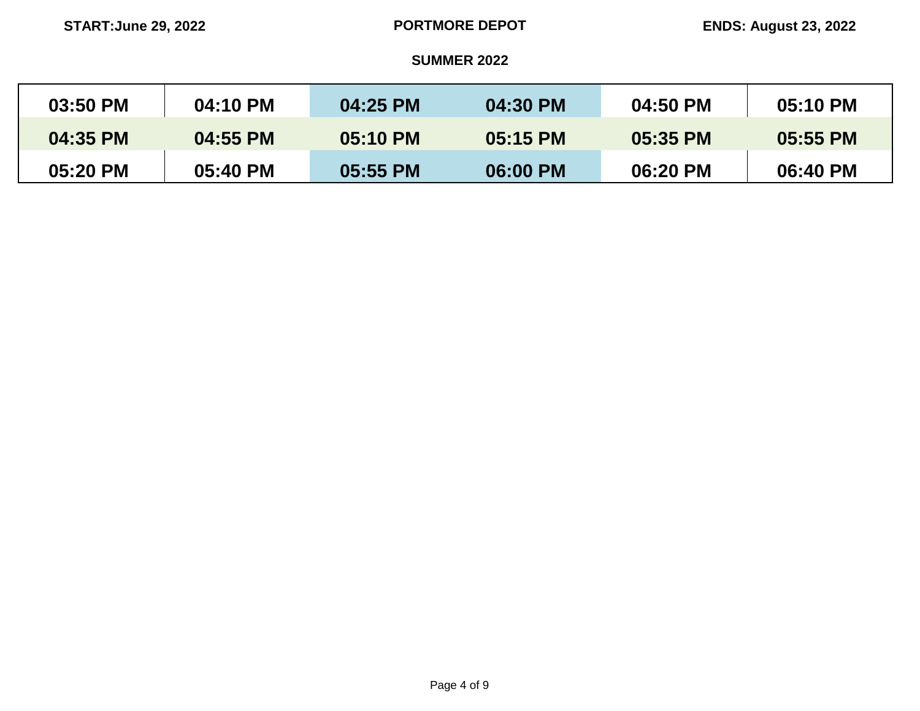START:June 29, 2022 **PORTMORE DEPOT** ENDS: August 23, 2022

**SUMMER 2022**

| | | | | | |
|---|---|---|---|---|---|
| 03:50 PM | 04:10 PM | 04:25 PM | 04:30 PM | 04:50 PM | 05:10 PM |
| 04:35 PM | 04:55 PM | 05:10 PM | 05:15 PM | 05:35 PM | 05:55 PM |
| 05:20 PM | 05:40 PM | 05:55 PM | 06:00 PM | 06:20 PM | 06:40 PM |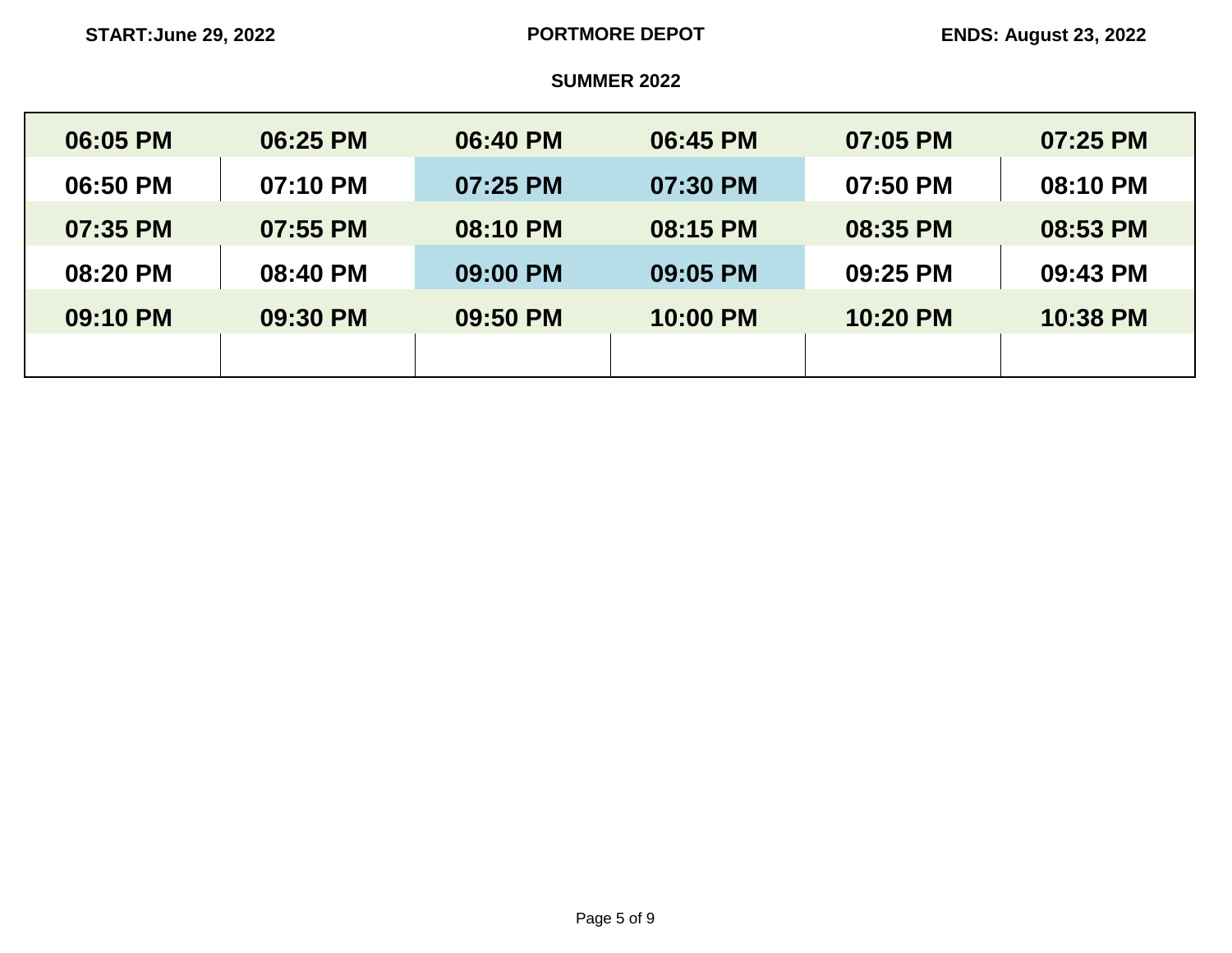START:June 29, 2022 | **PORTMORE DEPOT** | ENDS: August 23, 2022

**SUMMER 2022**

| | | | | | |
|---|---|---|---|---|---|
| 06:05 PM | 06:25 PM | 06:40 PM | 06:45 PM | 07:05 PM | 07:25 PM |
| 06:50 PM | 07:10 PM | 07:25 PM | 07:30 PM | 07:50 PM | 08:10 PM |
| 07:35 PM | 07:55 PM | 08:10 PM | 08:15 PM | 08:35 PM | 08:53 PM |
| 08:20 PM | 08:40 PM | 09:00 PM | 09:05 PM | 09:25 PM | 09:43 PM |
| 09:10 PM | 09:30 PM | 09:50 PM | 10:00 PM | 10:20 PM | 10:38 PM |
| | | | | | |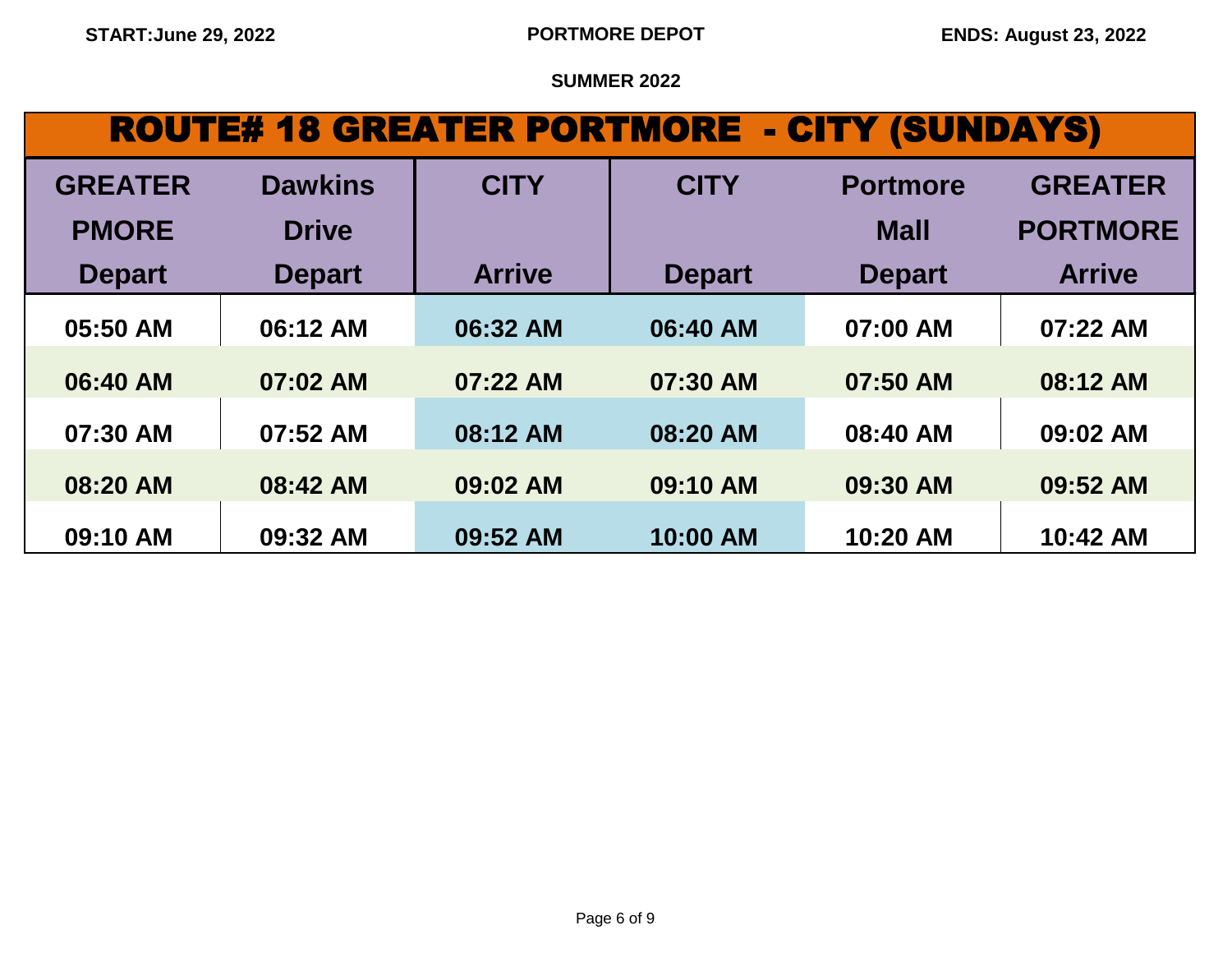START:June 29, 2022 | PORTMORE DEPOT | ENDS: August 23, 2022

SUMMER 2022

# ROUTE# 18 GREATER PORTMORE - CITY (SUNDAYS)

| GREATER PMORE Depart | Dawkins Drive Depart | CITY Arrive | CITY Depart | Portmore Mall Depart | GREATER PORTMORE Arrive |
|---|---|---|---|---|---|
| 05:50 AM | 06:12 AM | 06:32 AM | 06:40 AM | 07:00 AM | 07:22 AM |
| 06:40 AM | 07:02 AM | 07:22 AM | 07:30 AM | 07:50 AM | 08:12 AM |
| 07:30 AM | 07:52 AM | 08:12 AM | 08:20 AM | 08:40 AM | 09:02 AM |
| 08:20 AM | 08:42 AM | 09:02 AM | 09:10 AM | 09:30 AM | 09:52 AM |
| 09:10 AM | 09:32 AM | 09:52 AM | 10:00 AM | 10:20 AM | 10:42 AM |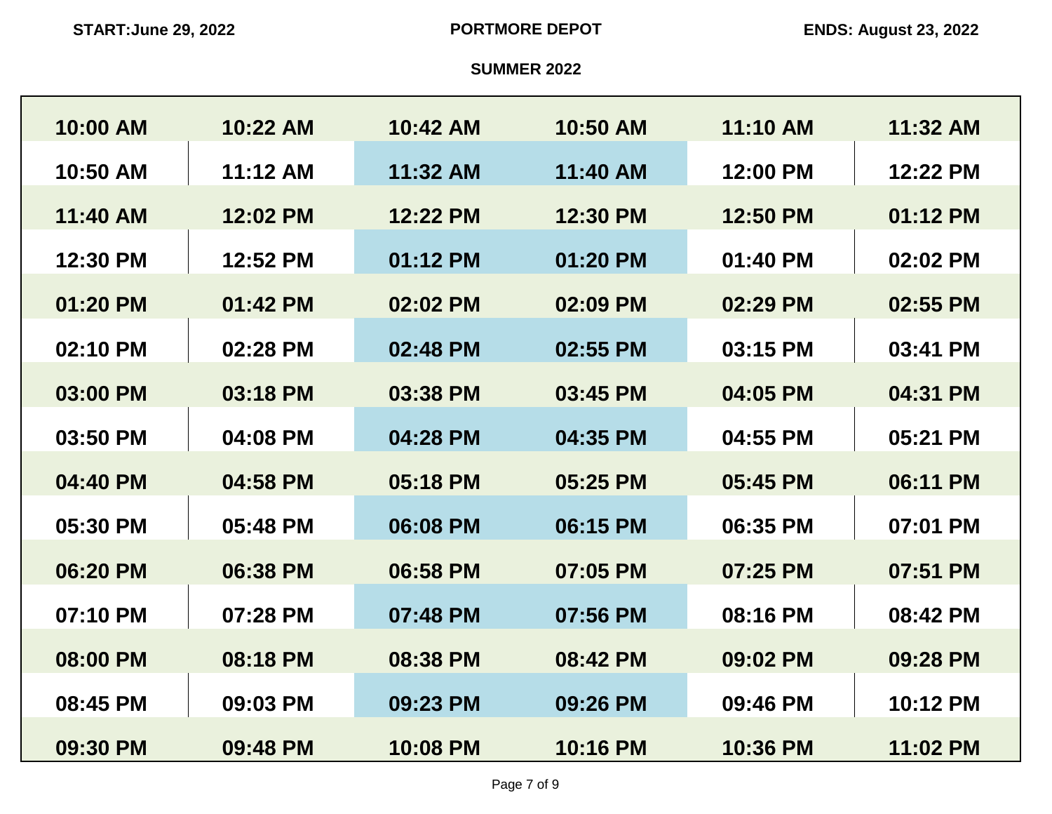START: June 29, 2022

**PORTMORE DEPOT**

ENDS: August 23, 2022

**SUMMER 2022**

| | | | | | |
|---|---|---|---|---|---|
| 10:00 AM | 10:22 AM | 10:42 AM | 10:50 AM | 11:10 AM | 11:32 AM |
| 10:50 AM | 11:12 AM | 11:32 AM | 11:40 AM | 12:00 PM | 12:22 PM |
| 11:40 AM | 12:02 PM | 12:22 PM | 12:30 PM | 12:50 PM | 01:12 PM |
| 12:30 PM | 12:52 PM | 01:12 PM | 01:20 PM | 01:40 PM | 02:02 PM |
| 01:20 PM | 01:42 PM | 02:02 PM | 02:09 PM | 02:29 PM | 02:55 PM |
| 02:10 PM | 02:28 PM | 02:48 PM | 02:55 PM | 03:15 PM | 03:41 PM |
| 03:00 PM | 03:18 PM | 03:38 PM | 03:45 PM | 04:05 PM | 04:31 PM |
| 03:50 PM | 04:08 PM | 04:28 PM | 04:35 PM | 04:55 PM | 05:21 PM |
| 04:40 PM | 04:58 PM | 05:18 PM | 05:25 PM | 05:45 PM | 06:11 PM |
| 05:30 PM | 05:48 PM | 06:08 PM | 06:15 PM | 06:35 PM | 07:01 PM |
| 06:20 PM | 06:38 PM | 06:58 PM | 07:05 PM | 07:25 PM | 07:51 PM |
| 07:10 PM | 07:28 PM | 07:48 PM | 07:56 PM | 08:16 PM | 08:42 PM |
| 08:00 PM | 08:18 PM | 08:38 PM | 08:42 PM | 09:02 PM | 09:28 PM |
| 08:45 PM | 09:03 PM | 09:23 PM | 09:26 PM | 09:46 PM | 10:12 PM |
| 09:30 PM | 09:48 PM | 10:08 PM | 10:16 PM | 10:36 PM | 11:02 PM |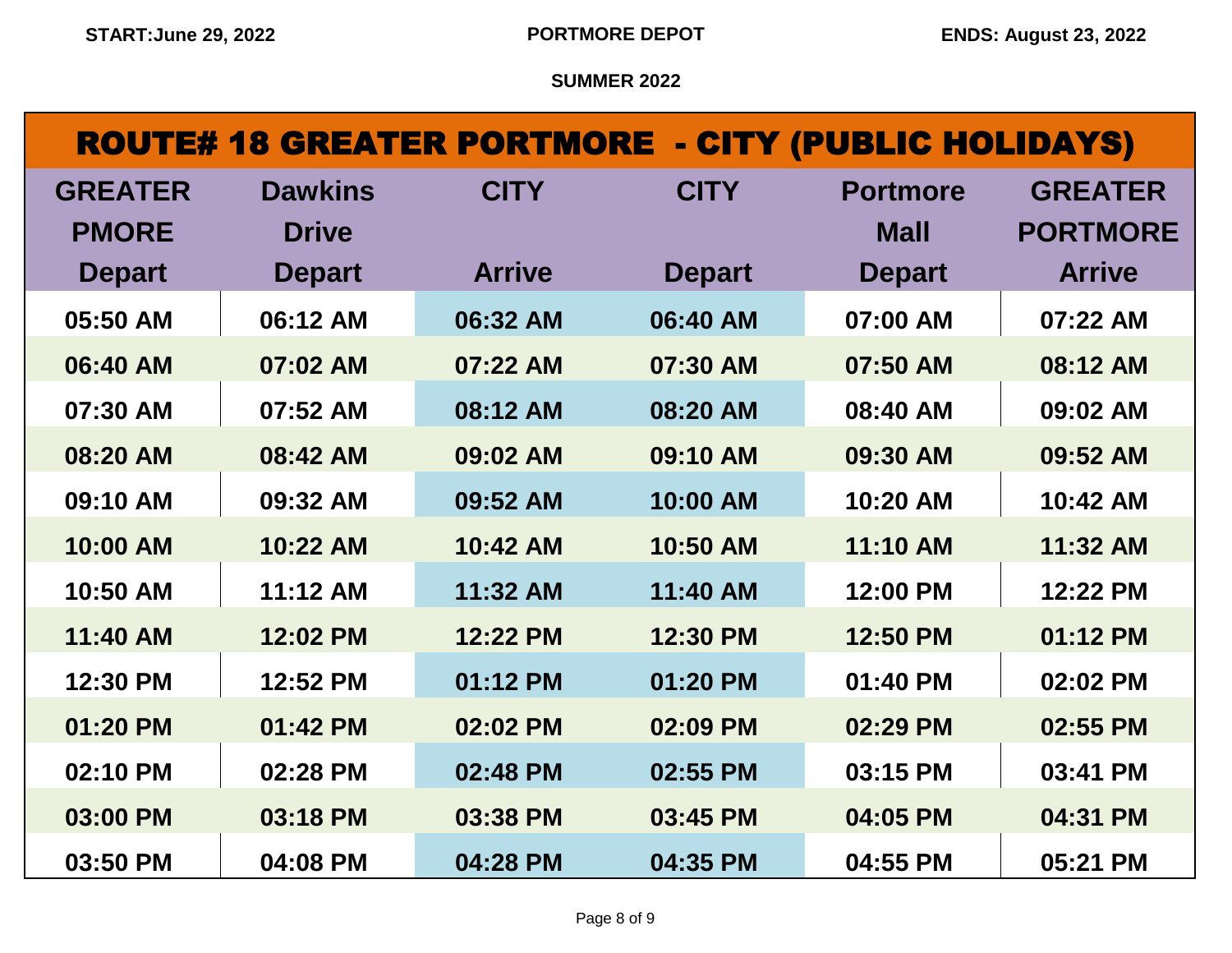START:June 29, 2022 | PORTMORE DEPOT | ENDS: August 23, 2022

**SUMMER 2022**

## ROUTE# 18 GREATER PORTMORE - CITY (PUBLIC HOLIDAYS)

| GREATER PMORE Depart | Dawkins Drive Depart | CITY Arrive | CITY Depart | Portmore Mall Depart | GREATER PORTMORE Arrive |
|---|---|---|---|---|---|
| 05:50 AM | 06:12 AM | 06:32 AM | 06:40 AM | 07:00 AM | 07:22 AM |
| 06:40 AM | 07:02 AM | 07:22 AM | 07:30 AM | 07:50 AM | 08:12 AM |
| 07:30 AM | 07:52 AM | 08:12 AM | 08:20 AM | 08:40 AM | 09:02 AM |
| 08:20 AM | 08:42 AM | 09:02 AM | 09:10 AM | 09:30 AM | 09:52 AM |
| 09:10 AM | 09:32 AM | 09:52 AM | 10:00 AM | 10:20 AM | 10:42 AM |
| 10:00 AM | 10:22 AM | 10:42 AM | 10:50 AM | 11:10 AM | 11:32 AM |
| 10:50 AM | 11:12 AM | 11:32 AM | 11:40 AM | 12:00 PM | 12:22 PM |
| 11:40 AM | 12:02 PM | 12:22 PM | 12:30 PM | 12:50 PM | 01:12 PM |
| 12:30 PM | 12:52 PM | 01:12 PM | 01:20 PM | 01:40 PM | 02:02 PM |
| 01:20 PM | 01:42 PM | 02:02 PM | 02:09 PM | 02:29 PM | 02:55 PM |
| 02:10 PM | 02:28 PM | 02:48 PM | 02:55 PM | 03:15 PM | 03:41 PM |
| 03:00 PM | 03:18 PM | 03:38 PM | 03:45 PM | 04:05 PM | 04:31 PM |
| 03:50 PM | 04:08 PM | 04:28 PM | 04:35 PM | 04:55 PM | 05:21 PM |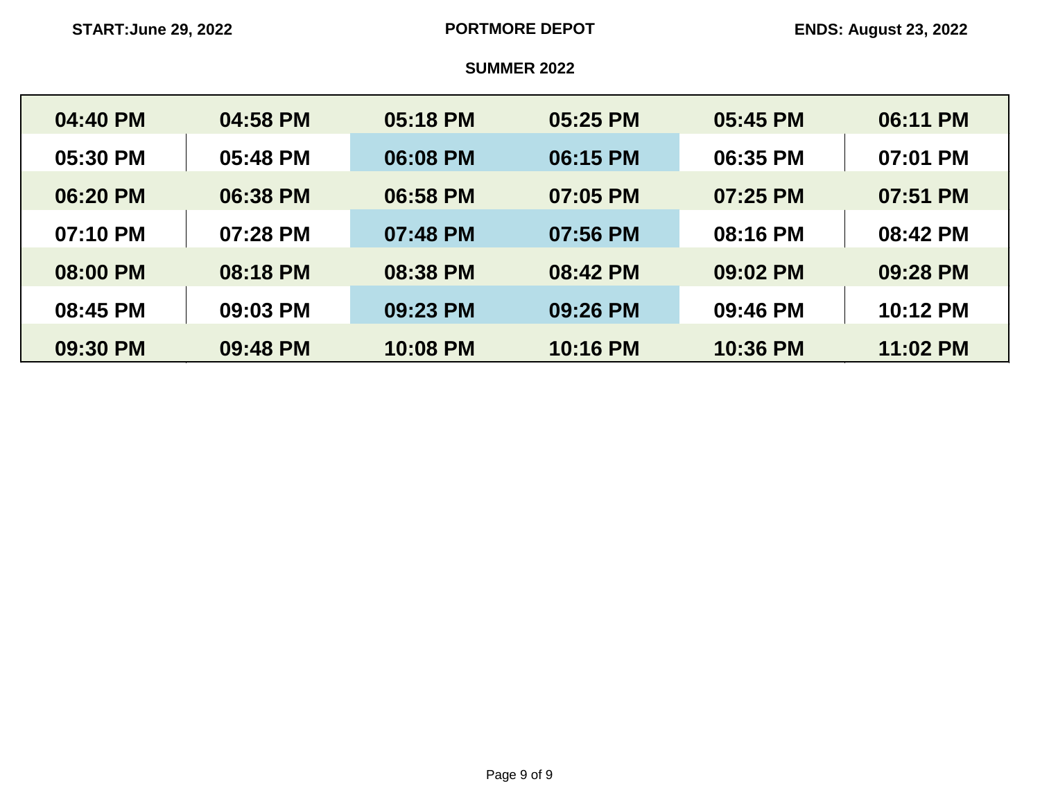**START:June 29, 2022** **PORTMORE DEPOT** **ENDS: August 23, 2022**

**SUMMER 2022**

| | | | | | |
|---|---|---|---|---|---|
| 04:40 PM | 04:58 PM | 05:18 PM | 05:25 PM | 05:45 PM | 06:11 PM |
| 05:30 PM | 05:48 PM | 06:08 PM | 06:15 PM | 06:35 PM | 07:01 PM |
| 06:20 PM | 06:38 PM | 06:58 PM | 07:05 PM | 07:25 PM | 07:51 PM |
| 07:10 PM | 07:28 PM | 07:48 PM | 07:56 PM | 08:16 PM | 08:42 PM |
| 08:00 PM | 08:18 PM | 08:38 PM | 08:42 PM | 09:02 PM | 09:28 PM |
| 08:45 PM | 09:03 PM | 09:23 PM | 09:26 PM | 09:46 PM | 10:12 PM |
| 09:30 PM | 09:48 PM | 10:08 PM | 10:16 PM | 10:36 PM | 11:02 PM |